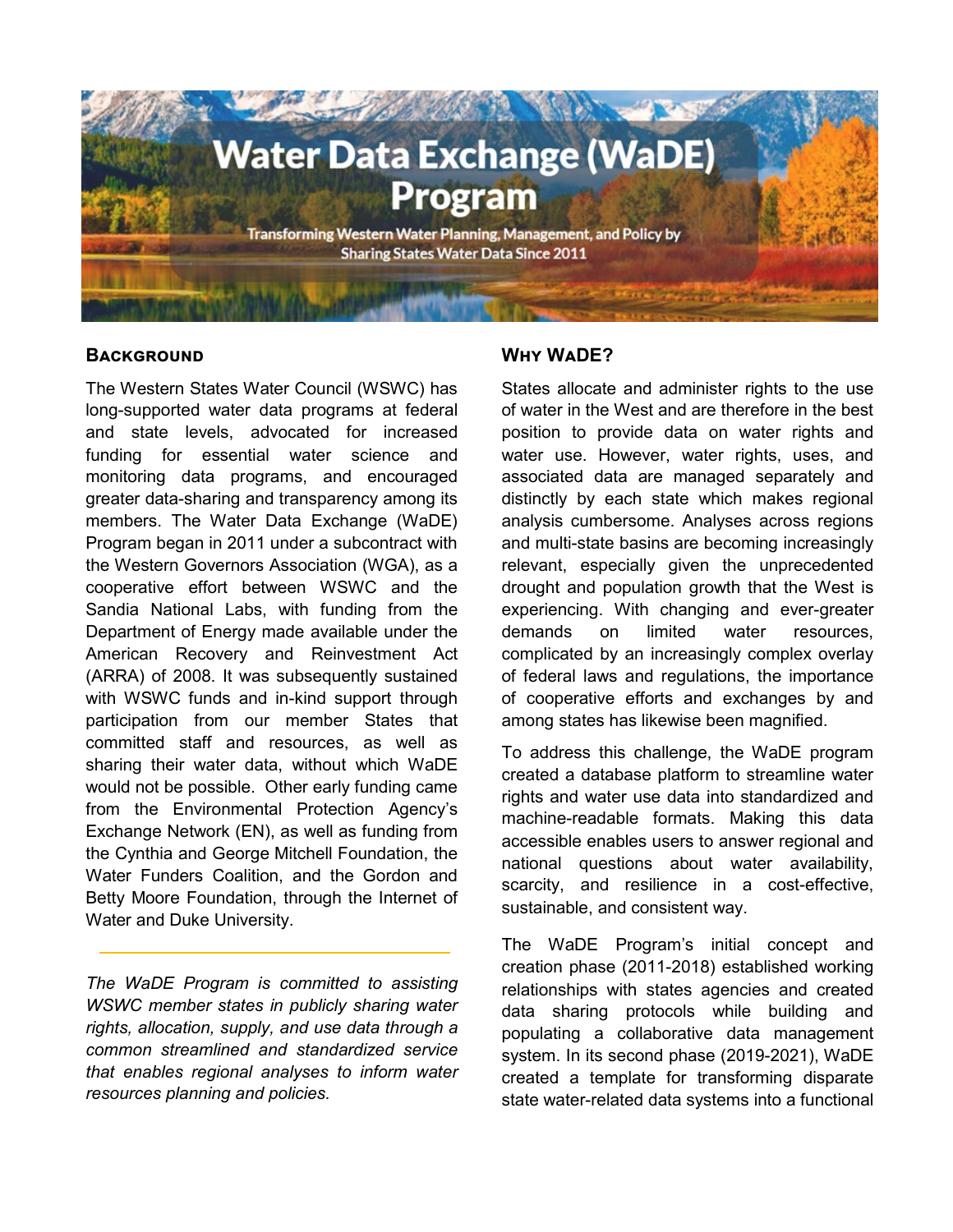# Water Data Exchange (WaDE) Program

Transforming Western Water Planning, Management, and Policy by Sharing States Water Data Since 2011

## Background

The Western States Water Council (WSWC) has long-supported water data programs at federal and state levels, advocated for increased funding for essential water science and monitoring data programs, and encouraged greater data-sharing and transparency among its members. The Water Data Exchange (WaDE) Program began in 2011 under a subcontract with the Western Governors Association (WGA), as a cooperative effort between WSWC and the Sandia National Labs, with funding from the Department of Energy made available under the American Recovery and Reinvestment Act (ARRA) of 2008. It was subsequently sustained with WSWC funds and in-kind support through participation from our member States that committed staff and resources, as well as sharing their water data, without which WaDE would not be possible. Other early funding came from the Environmental Protection Agency's Exchange Network (EN), as well as funding from the Cynthia and George Mitchell Foundation, the Water Funders Coalition, and the Gordon and Betty Moore Foundation, through the Internet of Water and Duke University.

---

*The WaDE Program is committed to assisting WSWC member states in publicly sharing water rights, allocation, supply, and use data through a common streamlined and standardized service that enables regional analyses to inform water resources planning and policies.*

## Why WaDE?

States allocate and administer rights to the use of water in the West and are therefore in the best position to provide data on water rights and water use. However, water rights, uses, and associated data are managed separately and distinctly by each state which makes regional analysis cumbersome. Analyses across regions and multi-state basins are becoming increasingly relevant, especially given the unprecedented drought and population growth that the West is experiencing. With changing and ever-greater demands on limited water resources, complicated by an increasingly complex overlay of federal laws and regulations, the importance of cooperative efforts and exchanges by and among states has likewise been magnified.

To address this challenge, the WaDE program created a database platform to streamline water rights and water use data into standardized and machine-readable formats. Making this data accessible enables users to answer regional and national questions about water availability, scarcity, and resilience in a cost-effective, sustainable, and consistent way.

The WaDE Program's initial concept and creation phase (2011-2018) established working relationships with states agencies and created data sharing protocols while building and populating a collaborative data management system. In its second phase (2019-2021), WaDE created a template for transforming disparate state water-related data systems into a functional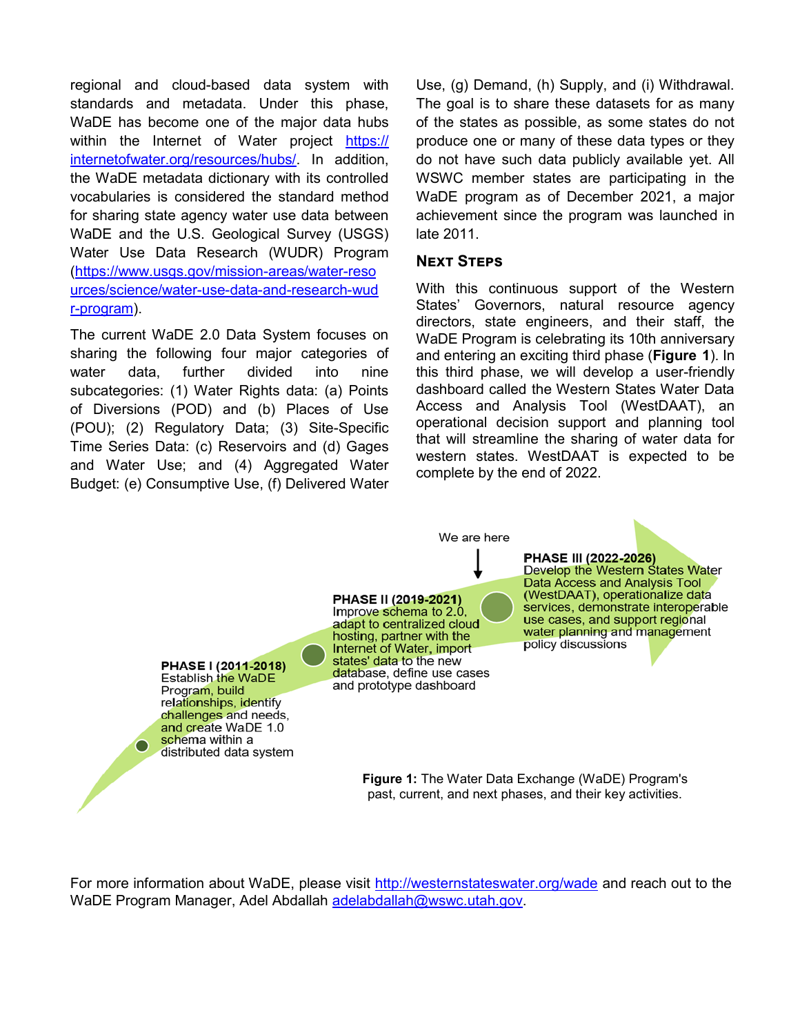regional and cloud-based data system with standards and metadata. Under this phase, WaDE has become one of the major data hubs within the Internet of Water project [https://internetofwater.org/resources/hubs/](https://internetofwater.org/resources/hubs/). In addition, the WaDE metadata dictionary with its controlled vocabularies is considered the standard method for sharing state agency water use data between WaDE and the U.S. Geological Survey (USGS) Water Use Data Research (WUDR) Program ([https://www.usgs.gov/mission-areas/water-resources/science/water-use-data-and-research-wudr-program](https://www.usgs.gov/mission-areas/water-resources/science/water-use-data-and-research-wudr-program)).

The current WaDE 2.0 Data System focuses on sharing the following four major categories of water data, further divided into nine subcategories: (1) Water Rights data: (a) Points of Diversions (POD) and (b) Places of Use (POU); (2) Regulatory Data; (3) Site-Specific Time Series Data: (c) Reservoirs and (d) Gages and Water Use; and (4) Aggregated Water Budget: (e) Consumptive Use, (f) Delivered Water Use, (g) Demand, (h) Supply, and (i) Withdrawal. The goal is to share these datasets for as many of the states as possible, as some states do not produce one or many of these data types or they do not have such data publicly available yet. All WSWC member states are participating in the WaDE program as of December 2021, a major achievement since the program was launched in late 2011.

## Next Steps

With this continuous support of the Western States' Governors, natural resource agency directors, state engineers, and their staff, the WaDE Program is celebrating its 10th anniversary and entering an exciting third phase (**Figure 1**). In this third phase, we will develop a user-friendly dashboard called the Western States Water Data Access and Analysis Tool (WestDAAT), an operational decision support and planning tool that will streamline the sharing of water data for western states. WestDAAT is expected to be complete by the end of 2022.

We are here

**PHASE I (2011-2018)**
Establish the WaDE Program, build relationships, identify challenges and needs, and create WaDE 1.0 schema within a distributed data system

**PHASE II (2019-2021)**
Improve schema to 2.0, adapt to centralized cloud hosting, partner with the Internet of Water, import states' data to the new database, define use cases and prototype dashboard

**PHASE III (2022-2026)**
Develop the Western States Water Data Access and Analysis Tool (WestDAAT), operationalize data services, demonstrate interoperable use cases, and support regional water planning and management policy discussions

**Figure 1:** The Water Data Exchange (WaDE) Program's past, current, and next phases, and their key activities.

For more information about WaDE, please visit [http://westernstateswater.org/wade](http://westernstateswater.org/wade) and reach out to the WaDE Program Manager, Adel Abdallah [adelabdallah@wswc.utah.gov](mailto:adelabdallah@wswc.utah.gov).